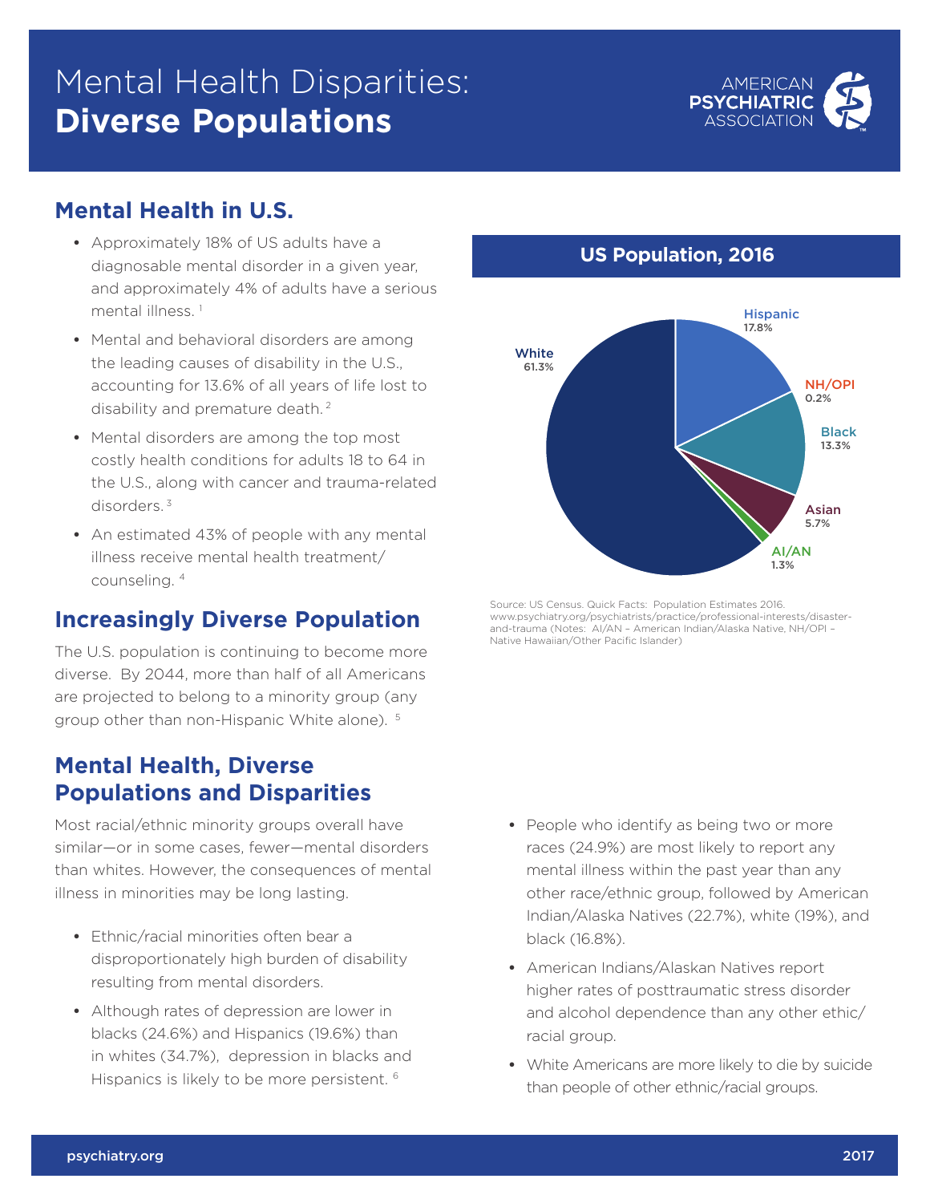# Mental Health Disparities: **Diverse Populations**

AMERICAN PSYCHIATRIC ASSOCIATION

## Mental Health in U.S.

- Approximately 18% of US adults have a diagnosable mental disorder in a given year, and approximately 4% of adults have a serious mental illness.[1]
- Mental and behavioral disorders are among the leading causes of disability in the U.S., accounting for 13.6% of all years of life lost to disability and premature death.[2]
- Mental disorders are among the top most costly health conditions for adults 18 to 64 in the U.S., along with cancer and trauma-related disorders.[3]
- An estimated 43% of people with any mental illness receive mental health treatment/ counseling.[4]

### US Population, 2016

| Group | Percent |
|---|---|
| White | 61.3% |
| Hispanic | 17.8% |
| NH/OPI | 0.2% |
| Black | 13.3% |
| Asian | 5.7% |
| AI/AN | 1.3% |

Source: US Census. Quick Facts: Population Estimates 2016. www.psychiatry.org/psychiatrists/practice/professional-interests/disaster-and-trauma (Notes: AI/AN – American Indian/Alaska Native, NH/OPI – Native Hawaiian/Other Pacific Islander)

## Increasingly Diverse Population

The U.S. population is continuing to become more diverse. By 2044, more than half of all Americans are projected to belong to a minority group (any group other than non-Hispanic White alone).[5]

## Mental Health, Diverse Populations and Disparities

Most racial/ethnic minority groups overall have similar—or in some cases, fewer—mental disorders than whites. However, the consequences of mental illness in minorities may be long lasting.

- Ethnic/racial minorities often bear a disproportionately high burden of disability resulting from mental disorders.
- Although rates of depression are lower in blacks (24.6%) and Hispanics (19.6%) than in whites (34.7%), depression in blacks and Hispanics is likely to be more persistent.[6]
- People who identify as being two or more races (24.9%) are most likely to report any mental illness within the past year than any other race/ethnic group, followed by American Indian/Alaska Natives (22.7%), white (19%), and black (16.8%).
- American Indians/Alaskan Natives report higher rates of posttraumatic stress disorder and alcohol dependence than any other ethic/ racial group.
- White Americans are more likely to die by suicide than people of other ethnic/racial groups.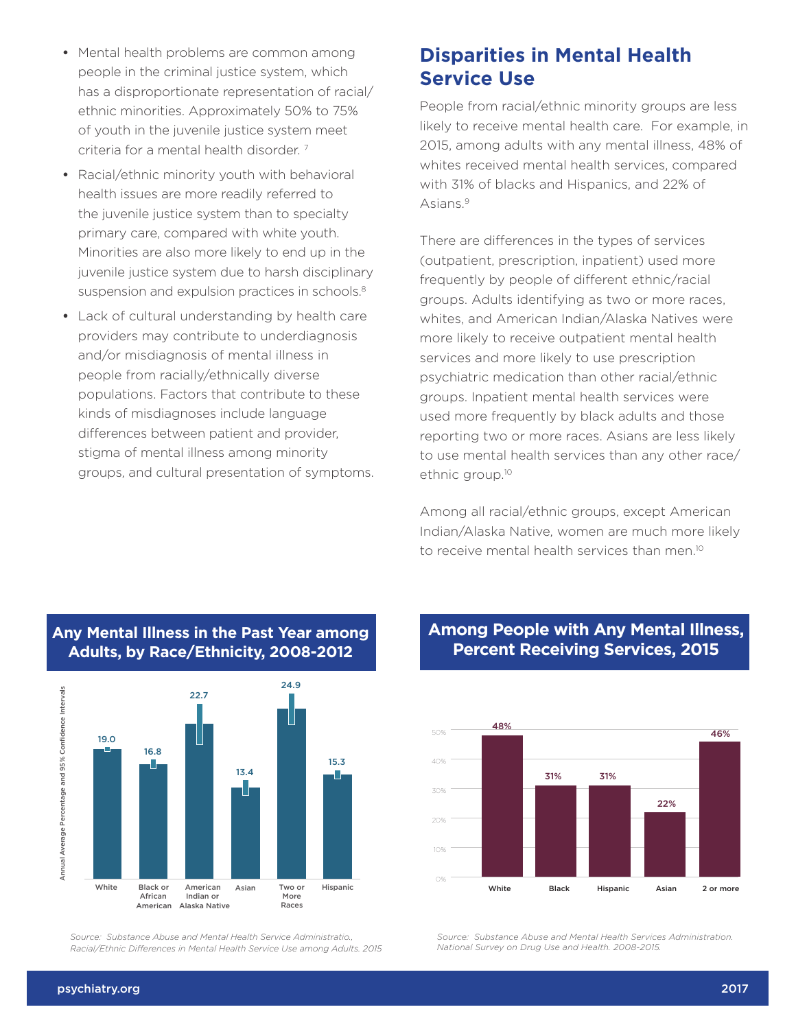- Mental health problems are common among people in the criminal justice system, which has a disproportionate representation of racial/ ethnic minorities. Approximately 50% to 75% of youth in the juvenile justice system meet criteria for a mental health disorder. [7]
- Racial/ethnic minority youth with behavioral health issues are more readily referred to the juvenile justice system than to specialty primary care, compared with white youth. Minorities are also more likely to end up in the juvenile justice system due to harsh disciplinary suspension and expulsion practices in schools.[8]
- Lack of cultural understanding by health care providers may contribute to underdiagnosis and/or misdiagnosis of mental illness in people from racially/ethnically diverse populations. Factors that contribute to these kinds of misdiagnoses include language differences between patient and provider, stigma of mental illness among minority groups, and cultural presentation of symptoms.

## Disparities in Mental Health Service Use

People from racial/ethnic minority groups are less likely to receive mental health care. For example, in 2015, among adults with any mental illness, 48% of whites received mental health services, compared with 31% of blacks and Hispanics, and 22% of Asians.[9]

There are differences in the types of services (outpatient, prescription, inpatient) used more frequently by people of different ethnic/racial groups. Adults identifying as two or more races, whites, and American Indian/Alaska Natives were more likely to receive outpatient mental health services and more likely to use prescription psychiatric medication than other racial/ethnic groups. Inpatient mental health services were used more frequently by black adults and those reporting two or more races. Asians are less likely to use mental health services than any other race/ ethnic group.[10]

Among all racial/ethnic groups, except American Indian/Alaska Native, women are much more likely to receive mental health services than men.[10]

### Any Mental Illness in the Past Year among Adults, by Race/Ethnicity, 2008-2012

| Race/Ethnicity | Annual Average Percentage |
|---|---|
| White | 19.0 |
| Black or African American | 16.8 |
| American Indian or Alaska Native | 22.7 |
| Asian | 13.4 |
| Two or More Races | 24.9 |
| Hispanic | 15.3 |

*Source: Substance Abuse and Mental Health Service Administratio., Racial/Ethnic Differences in Mental Health Service Use among Adults. 2015*

### Among People with Any Mental Illness, Percent Receiving Services, 2015

| Race/Ethnicity | Percent |
|---|---|
| White | 48% |
| Black | 31% |
| Hispanic | 31% |
| Asian | 22% |
| 2 or more | 46% |

*Source: Substance Abuse and Mental Health Services Administration. National Survey on Drug Use and Health. 2008-2015.*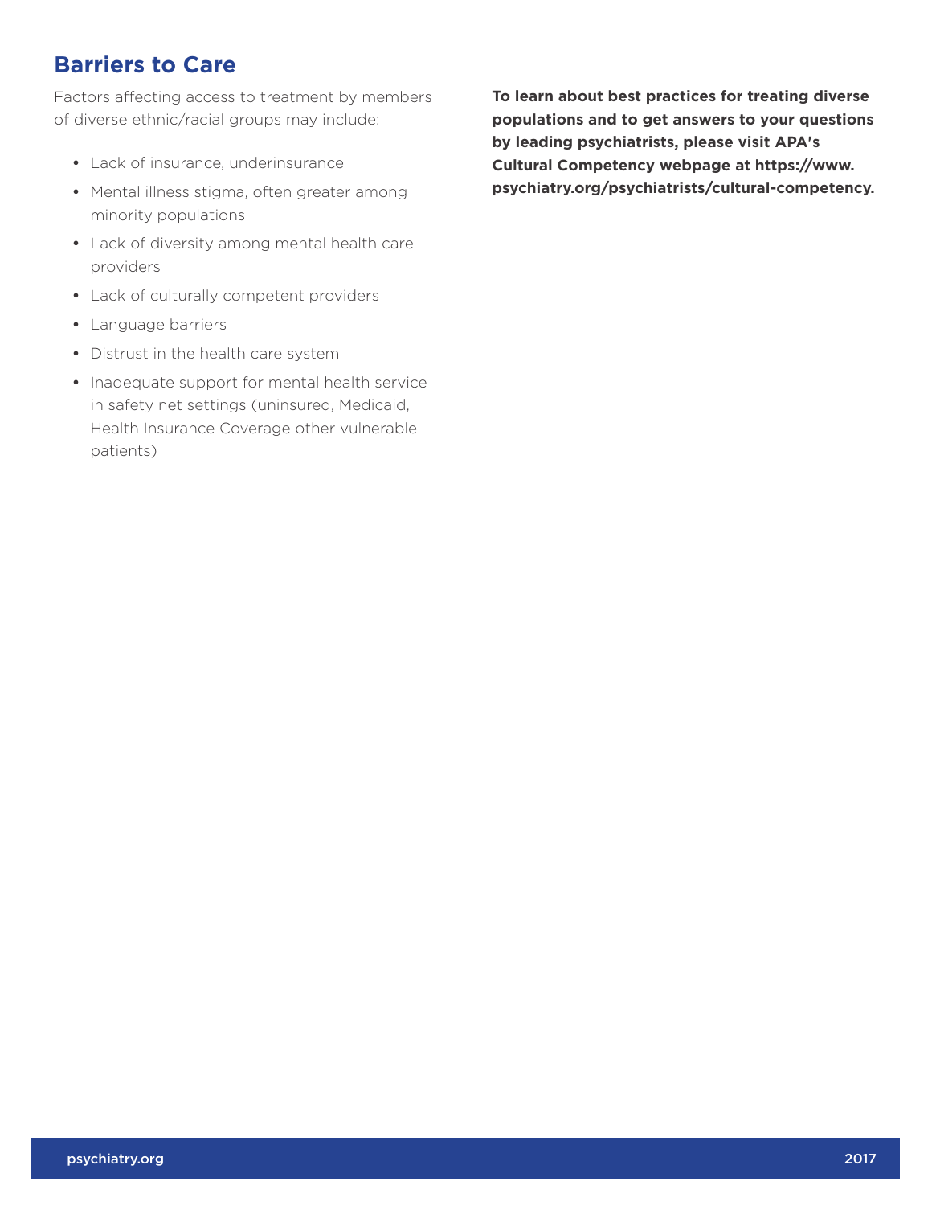## Barriers to Care

Factors affecting access to treatment by members of diverse ethnic/racial groups may include:

- Lack of insurance, underinsurance
- Mental illness stigma, often greater among minority populations
- Lack of diversity among mental health care providers
- Lack of culturally competent providers
- Language barriers
- Distrust in the health care system
- Inadequate support for mental health service in safety net settings (uninsured, Medicaid, Health Insurance Coverage other vulnerable patients)

**To learn about best practices for treating diverse populations and to get answers to your questions by leading psychiatrists, please visit APA's Cultural Competency webpage at https://www.psychiatry.org/psychiatrists/cultural-competency.**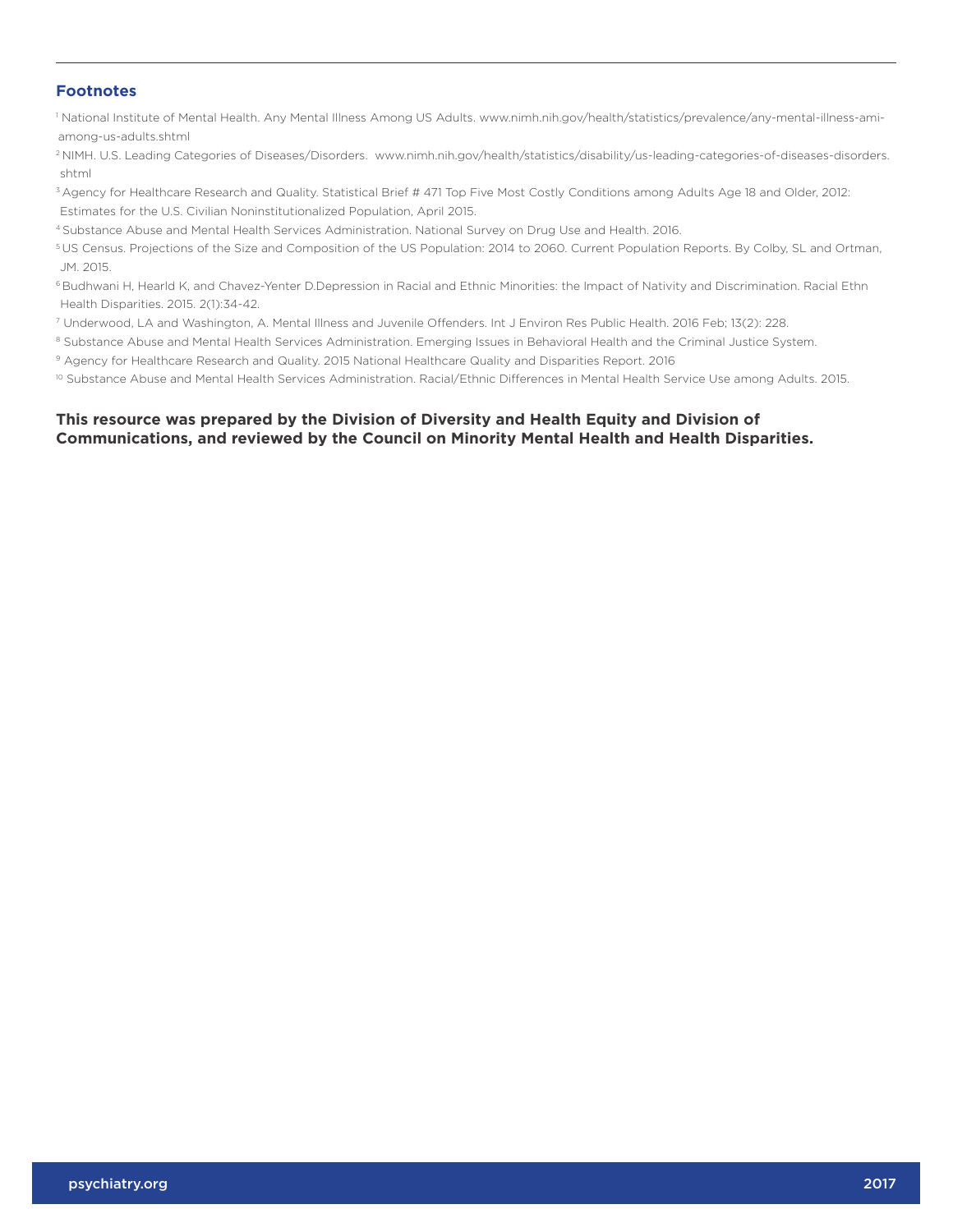## Footnotes

[1] National Institute of Mental Health. Any Mental Illness Among US Adults. www.nimh.nih.gov/health/statistics/prevalence/any-mental-illness-ami-among-us-adults.shtml

[2] NIMH. U.S. Leading Categories of Diseases/Disorders. www.nimh.nih.gov/health/statistics/disability/us-leading-categories-of-diseases-disorders.shtml

[3] Agency for Healthcare Research and Quality. Statistical Brief # 471 Top Five Most Costly Conditions among Adults Age 18 and Older, 2012: Estimates for the U.S. Civilian Noninstitutionalized Population, April 2015.

[4] Substance Abuse and Mental Health Services Administration. National Survey on Drug Use and Health. 2016.

[5] US Census. Projections of the Size and Composition of the US Population: 2014 to 2060. Current Population Reports. By Colby, SL and Ortman, JM. 2015.

[6] Budhwani H, Hearld K, and Chavez-Yenter D.Depression in Racial and Ethnic Minorities: the Impact of Nativity and Discrimination. Racial Ethn Health Disparities. 2015. 2(1):34-42.

[7] Underwood, LA and Washington, A. Mental Illness and Juvenile Offenders. Int J Environ Res Public Health. 2016 Feb; 13(2): 228.

[8] Substance Abuse and Mental Health Services Administration. Emerging Issues in Behavioral Health and the Criminal Justice System.

[9] Agency for Healthcare Research and Quality. 2015 National Healthcare Quality and Disparities Report. 2016

[10] Substance Abuse and Mental Health Services Administration. Racial/Ethnic Differences in Mental Health Service Use among Adults. 2015.

**This resource was prepared by the Division of Diversity and Health Equity and Division of Communications, and reviewed by the Council on Minority Mental Health and Health Disparities.**